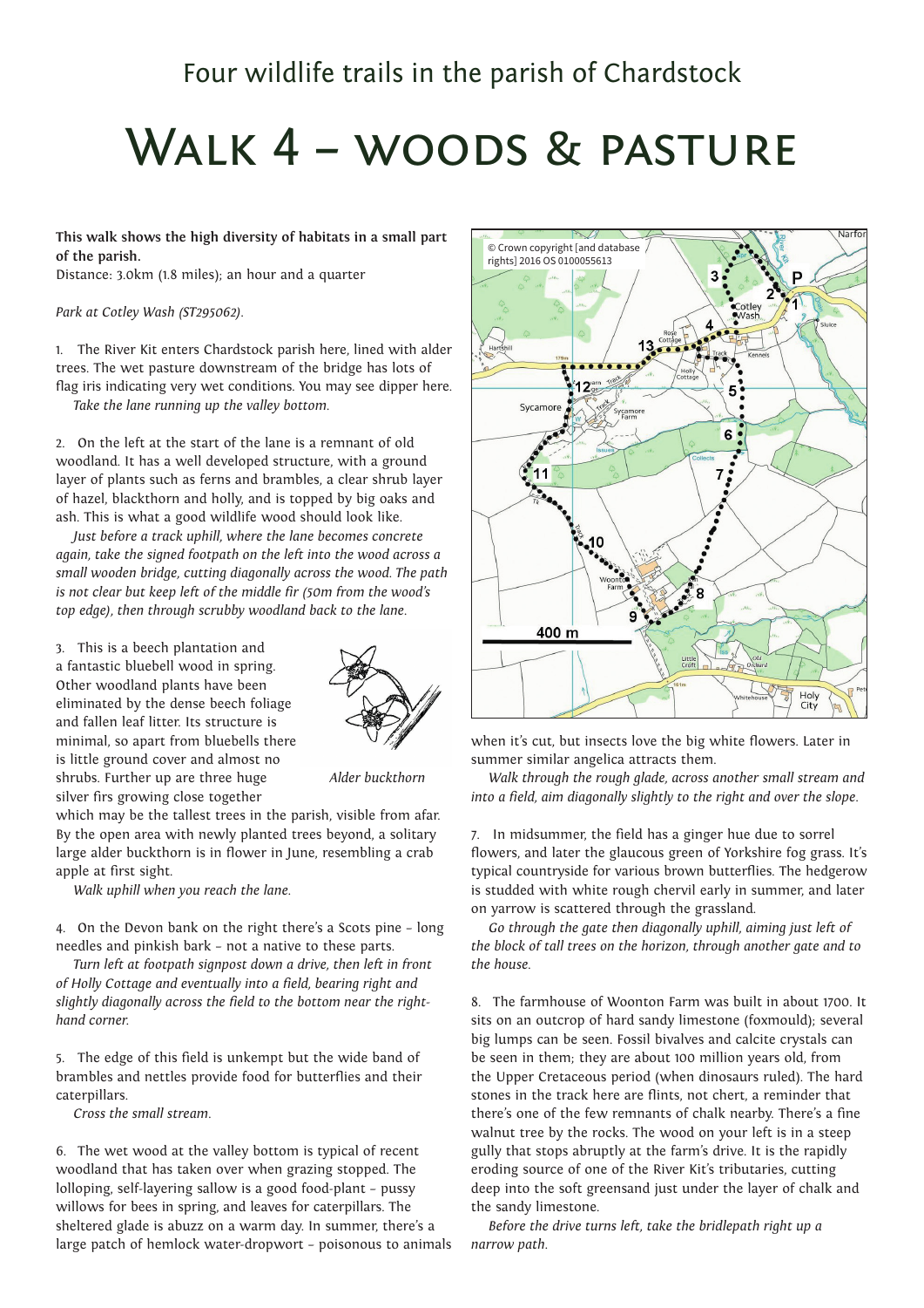Four wildlife trails in the parish of Chardstock

# Walk 4 – woods & pasture

**This walk shows the high diversity of habitats in a small part of the parish.**
Distance: 3.0km (1.8 miles); an hour and a quarter

*Park at Cotley Wash (ST295062).*

1. The River Kit enters Chardstock parish here, lined with alder trees. The wet pasture downstream of the bridge has lots of flag iris indicating very wet conditions. You may see dipper here.

*Take the lane running up the valley bottom.*

2. On the left at the start of the lane is a remnant of old woodland. It has a well developed structure, with a ground layer of plants such as ferns and brambles, a clear shrub layer of hazel, blackthorn and holly, and is topped by big oaks and ash. This is what a good wildlife wood should look like.

*Just before a track uphill, where the lane becomes concrete again, take the signed footpath on the left into the wood across a small wooden bridge, cutting diagonally across the wood. The path is not clear but keep left of the middle fir (50m from the wood's top edge), then through scrubby woodland back to the lane.*

3. This is a beech plantation and a fantastic bluebell wood in spring. Other woodland plants have been eliminated by the dense beech foliage and fallen leaf litter. Its structure is minimal, so apart from bluebells there is little ground cover and almost no shrubs. Further up are three huge silver firs growing close together which may be the tallest trees in the parish, visible from afar. By the open area with newly planted trees beyond, a solitary large alder buckthorn is in flower in June, resembling a crab apple at first sight.

*Alder buckthorn*

*Walk uphill when you reach the lane.*

4. On the Devon bank on the right there's a Scots pine – long needles and pinkish bark – not a native to these parts.

*Turn left at footpath signpost down a drive, then left in front of Holly Cottage and eventually into a field, bearing right and slightly diagonally across the field to the bottom near the right-hand corner.*

5. The edge of this field is unkempt but the wide band of brambles and nettles provide food for butterflies and their caterpillars.

*Cross the small stream.*

6. The wet wood at the valley bottom is typical of recent woodland that has taken over when grazing stopped. The lolloping, self-layering sallow is a good food-plant – pussy willows for bees in spring, and leaves for caterpillars. The sheltered glade is abuzz on a warm day. In summer, there's a large patch of hemlock water-dropwort – poisonous to animals when it's cut, but insects love the big white flowers. Later in summer similar angelica attracts them.

*Walk through the rough glade, across another small stream and into a field, aim diagonally slightly to the right and over the slope.*

7. In midsummer, the field has a ginger hue due to sorrel flowers, and later the glaucous green of Yorkshire fog grass. It's typical countryside for various brown butterflies. The hedgerow is studded with white rough chervil early in summer, and later on yarrow is scattered through the grassland.

*Go through the gate then diagonally uphill, aiming just left of the block of tall trees on the horizon, through another gate and to the house.*

8. The farmhouse of Woonton Farm was built in about 1700. It sits on an outcrop of hard sandy limestone (foxmould); several big lumps can be seen. Fossil bivalves and calcite crystals can be seen in them; they are about 100 million years old, from the Upper Cretaceous period (when dinosaurs ruled). The hard stones in the track here are flints, not chert, a reminder that there's one of the few remnants of chalk nearby. There's a fine walnut tree by the rocks. The wood on your left is in a steep gully that stops abruptly at the farm's drive. It is the rapidly eroding source of one of the River Kit's tributaries, cutting deep into the soft greensand just under the layer of chalk and the sandy limestone.

*Before the drive turns left, take the bridlepath right up a narrow path.*

© Crown copyright [and database rights] 2016 OS 0100055613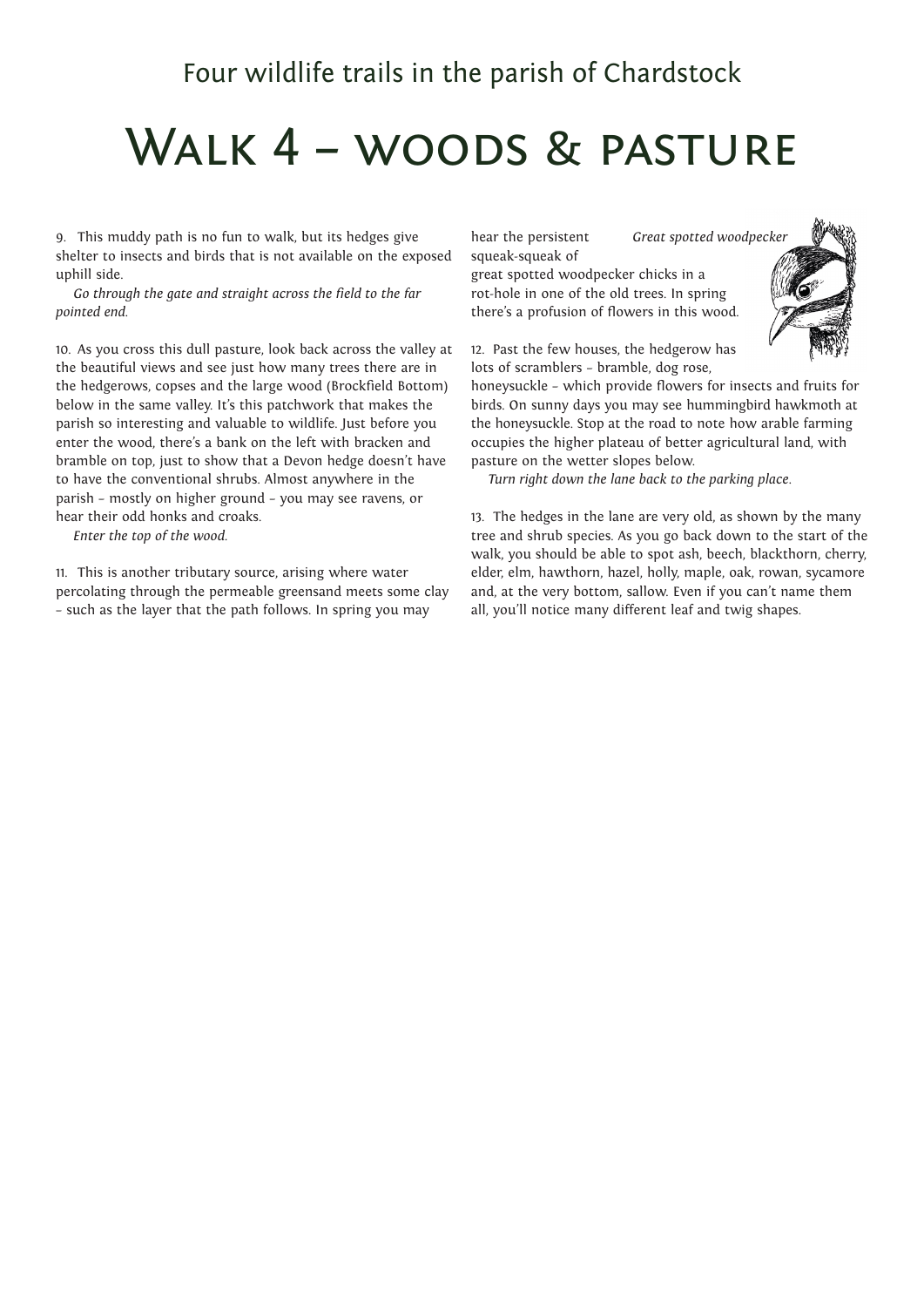Four wildlife trails in the parish of Chardstock

# Walk 4 – woods & pasture

9. This muddy path is no fun to walk, but its hedges give shelter to insects and birds that is not available on the exposed uphill side.

*Go through the gate and straight across the field to the far pointed end.*

10. As you cross this dull pasture, look back across the valley at the beautiful views and see just how many trees there are in the hedgerows, copses and the large wood (Brockfield Bottom) below in the same valley. It's this patchwork that makes the parish so interesting and valuable to wildlife. Just before you enter the wood, there's a bank on the left with bracken and bramble on top, just to show that a Devon hedge doesn't have to have the conventional shrubs. Almost anywhere in the parish – mostly on higher ground – you may see ravens, or hear their odd honks and croaks.

*Enter the top of the wood.*

11. This is another tributary source, arising where water percolating through the permeable greensand meets some clay – such as the layer that the path follows. In spring you may hear the persistent squeak-squeak of great spotted woodpecker chicks in a rot-hole in one of the old trees. In spring there's a profusion of flowers in this wood.

*Great spotted woodpecker*

12. Past the few houses, the hedgerow has lots of scramblers – bramble, dog rose, honeysuckle – which provide flowers for insects and fruits for birds. On sunny days you may see hummingbird hawkmoth at the honeysuckle. Stop at the road to note how arable farming occupies the higher plateau of better agricultural land, with pasture on the wetter slopes below.

*Turn right down the lane back to the parking place.*

13. The hedges in the lane are very old, as shown by the many tree and shrub species. As you go back down to the start of the walk, you should be able to spot ash, beech, blackthorn, cherry, elder, elm, hawthorn, hazel, holly, maple, oak, rowan, sycamore and, at the very bottom, sallow. Even if you can't name them all, you'll notice many different leaf and twig shapes.